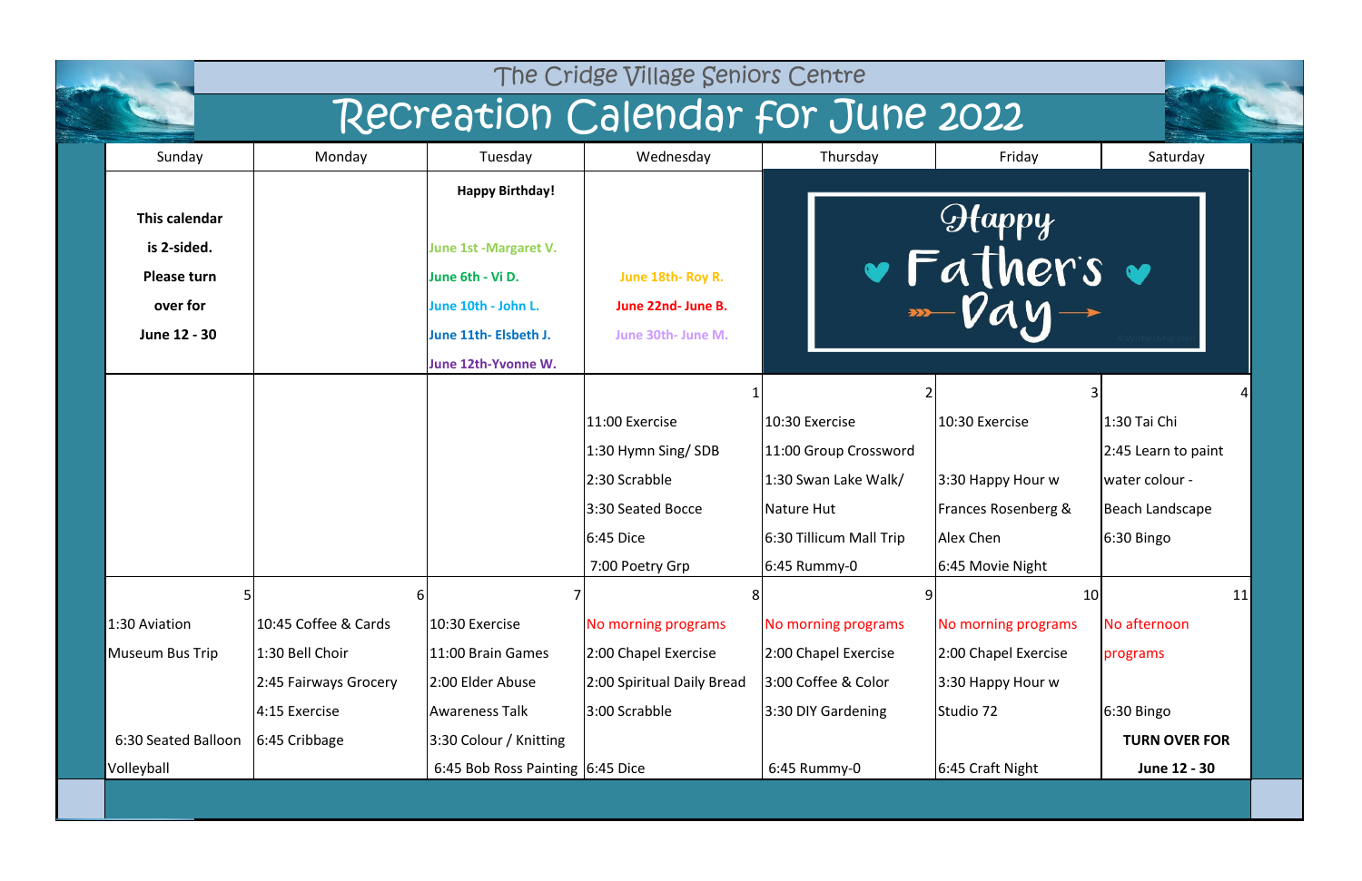The Cridge Village Seniors Centre

# Recreation Calendar for June 2022

| Sunday | Monday | Tuesday | Wednesday | Thursday | Friday | Saturday |
|---|---|---|---|---|---|---|
| **This calendar is 2-sided. Please turn over for June 12 - 30** | | **Happy Birthday!** June 1st -Margaret V. June 6th - Vi D. June 10th - John L. June 11th- Elsbeth J. June 12th-Yvonne W. | June 18th- Roy R. June 22nd- June B. June 30th- June M. | Happy Father's Day | | |
| | | | 1<br>11:00 Exercise<br>1:30 Hymn Sing/ SDB<br>2:30 Scrabble<br>3:30 Seated Bocce<br>6:45 Dice<br>7:00 Poetry Grp | 2<br>10:30 Exercise<br>11:00 Group Crossword<br>1:30 Swan Lake Walk/ Nature Hut<br>6:30 Tillicum Mall Trip<br>6:45 Rummy-0 | 3<br>10:30 Exercise<br>3:30 Happy Hour w Frances Rosenberg & Alex Chen<br>6:45 Movie Night | 4<br>1:30 Tai Chi<br>2:45 Learn to paint water colour - Beach Landscape<br>6:30 Bingo |
| 5<br>1:30 Aviation Museum Bus Trip<br>6:30 Seated Balloon Volleyball | 6<br>10:45 Coffee & Cards<br>1:30 Bell Choir<br>2:45 Fairways Grocery<br>4:15 Exercise<br>6:45 Cribbage | 7<br>10:30 Exercise<br>11:00 Brain Games<br>2:00 Elder Abuse Awareness Talk<br>3:30 Colour / Knitting<br>6:45 Bob Ross Painting | 8<br>No morning programs<br>2:00 Chapel Exercise<br>2:00 Spiritual Daily Bread<br>3:00 Scrabble<br>6:45 Dice | 9<br>No morning programs<br>2:00 Chapel Exercise<br>3:00 Coffee & Color<br>3:30 DIY Gardening<br>6:45 Rummy-0 | 10<br>No morning programs<br>2:00 Chapel Exercise<br>3:30 Happy Hour w Studio 72<br>6:45 Craft Night | 11<br>No afternoon programs<br>6:30 Bingo<br>**TURN OVER FOR June 12 - 30** |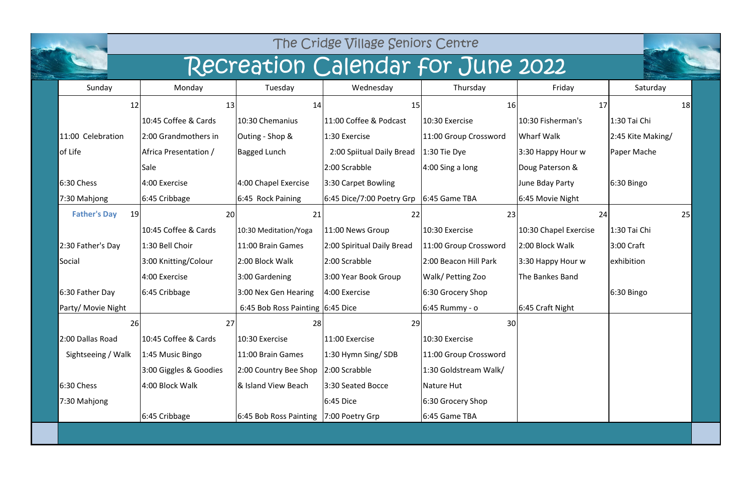# The Cridge Village Seniors Centre

## Recreation Calendar for June 2022

| Sunday | Monday | Tuesday | Wednesday | Thursday | Friday | Saturday |
|---|---|---|---|---|---|---|
| 12 | 13 | 14 | 15 | 16 | 17 | 18 |
| 11:00 Celebration of Life<br><br>6:30 Chess<br>7:30 Mahjong | 10:45 Coffee & Cards<br>2:00 Grandmothers in Africa Presentation / Sale<br>4:00 Exercise<br>6:45 Cribbage | 10:30 Chemanius Outing - Shop & Bagged Lunch<br><br>4:00 Chapel Exercise<br>6:45 Rock Paining | 11:00 Coffee & Podcast<br>1:30 Exercise<br>2:00 Spiitual Daily Bread<br>2:00 Scrabble<br>3:30 Carpet Bowling<br>6:45 Dice/7:00 Poetry Grp | 10:30 Exercise<br>11:00 Group Crossword<br>1:30 Tie Dye<br>4:00 Sing a long<br><br>6:45 Game TBA | 10:30 Fisherman's Wharf Walk<br>3:30 Happy Hour w Doug Paterson & June Bday Party<br>6:45 Movie Night | 1:30 Tai Chi<br>2:45 Kite Making/ Paper Mache<br><br>6:30 Bingo |
| **Father's Day** 19 | 20 | 21 | 22 | 23 | 24 | 25 |
| 2:30 Father's Day Social<br><br>6:30 Father Day Party/ Movie Night | 10:45 Coffee & Cards<br>1:30 Bell Choir<br>3:00 Knitting/Colour<br>4:00 Exercise<br>6:45 Cribbage | 10:30 Meditation/Yoga<br>11:00 Brain Games<br>2:00 Block Walk<br>3:00 Gardening<br>3:00 Nex Gen Hearing<br>6:45 Bob Ross Painting | 11:00 News Group<br>2:00 Spiritual Daily Bread<br>2:00 Scrabble<br>3:00 Year Book Group<br>4:00 Exercise<br>6:45 Dice | 10:30 Exercise<br>11:00 Group Crossword<br>2:00 Beacon Hill Park Walk/ Petting Zoo<br>6:30 Grocery Shop<br>6:45 Rummy - o | 10:30 Chapel Exercise<br>2:00 Block Walk<br>3:30 Happy Hour w The Bankes Band<br><br>6:45 Craft Night | 1:30 Tai Chi<br>3:00 Craft exhibition<br><br>6:30 Bingo |
| 26 | 27 | 28 | 29 | 30 | | |
| 2:00 Dallas Road Sightseeing / Walk<br><br>6:30 Chess<br>7:30 Mahjong | 10:45 Coffee & Cards<br>1:45 Music Bingo<br>3:00 Giggles & Goodies<br>4:00 Block Walk<br><br>6:45 Cribbage | 10:30 Exercise<br>11:00 Brain Games<br>2:00 Country Bee Shop & Island View Beach<br><br>6:45 Bob Ross Painting | 11:00 Exercise<br>1:30 Hymn Sing/ SDB<br>2:00 Scrabble<br>3:30 Seated Bocce<br>6:45 Dice<br>7:00 Poetry Grp | 10:30 Exercise<br>11:00 Group Crossword<br>1:30 Goldstream Walk/ Nature Hut<br>6:30 Grocery Shop<br>6:45 Game TBA | | |